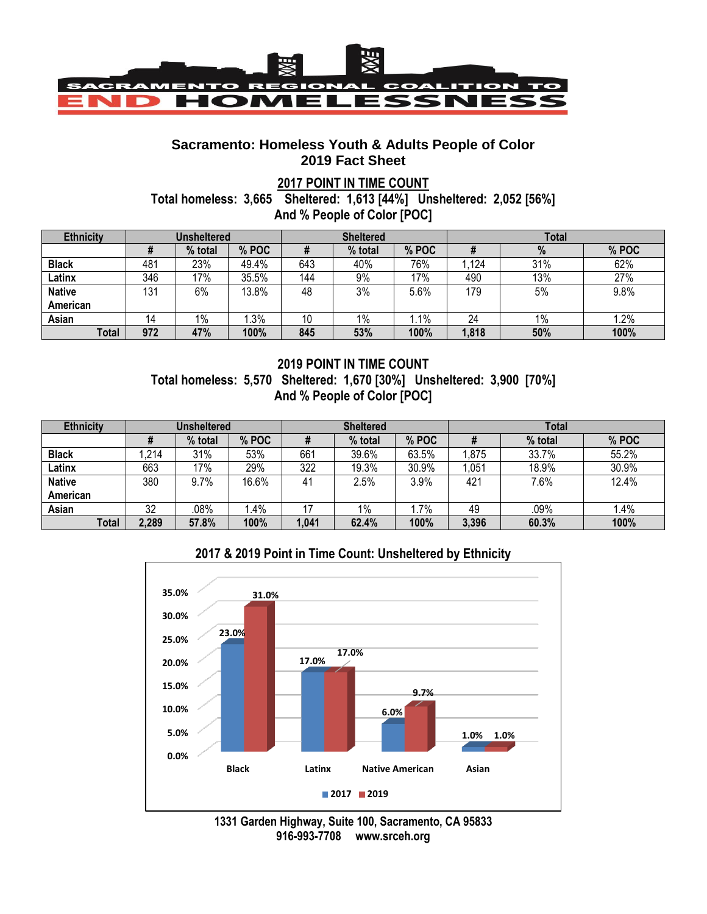# SACRAMENTO REGIONAL COALITION TO END HOMELESSNESS

## Sacramento: Homeless Youth & Adults People of Color
## 2019 Fact Sheet

**2017 POINT IN TIME COUNT**

**Total homeless: 3,665 Sheltered: 1,613 [44%] Unsheltered: 2,052 [56%]**

**And % People of Color [POC]**

| Ethnicity | Unsheltered | | | Sheltered | | | Total | | |
|---|---|---|---|---|---|---|---|---|---|
| | # | % total | % POC | # | % total | % POC | # | % | % POC |
| **Black** | 481 | 23% | 49.4% | 643 | 40% | 76% | 1,124 | 31% | 62% |
| **Latinx** | 346 | 17% | 35.5% | 144 | 9% | 17% | 490 | 13% | 27% |
| **Native American** | 131 | 6% | 13.8% | 48 | 3% | 5.6% | 179 | 5% | 9.8% |
| **Asian** | 14 | 1% | 1.3% | 10 | 1% | 1.1% | 24 | 1% | 1.2% |
| **Total** | **972** | **47%** | **100%** | **845** | **53%** | **100%** | **1,818** | **50%** | **100%** |

**2019 POINT IN TIME COUNT**

**Total homeless: 5,570 Sheltered: 1,670 [30%] Unsheltered: 3,900 [70%]**

**And % People of Color [POC]**

| Ethnicity | Unsheltered | | | Sheltered | | | Total | | |
|---|---|---|---|---|---|---|---|---|---|
| | # | % total | % POC | # | % total | % POC | # | % total | % POC |
| **Black** | 1,214 | 31% | 53% | 661 | 39.6% | 63.5% | 1,875 | 33.7% | 55.2% |
| **Latinx** | 663 | 17% | 29% | 322 | 19.3% | 30.9% | 1,051 | 18.9% | 30.9% |
| **Native American** | 380 | 9.7% | 16.6% | 41 | 2.5% | 3.9% | 421 | 7.6% | 12.4% |
| **Asian** | 32 | .08% | 1.4% | 17 | 1% | 1.7% | 49 | .09% | 1.4% |
| **Total** | **2,289** | **57.8%** | **100%** | **1,041** | **62.4%** | **100%** | **3,396** | **60.3%** | **100%** |

**2017 & 2019 Point in Time Count: Unsheltered by Ethnicity**

| Ethnicity | 2017 | 2019 |
|---|---|---|
| Black | 23.0% | 31.0% |
| Latinx | 17.0% | 17.0% |
| Native American | 6.0% | 9.7% |
| Asian | 1.0% | 1.0% |

**1331 Garden Highway, Suite 100, Sacramento, CA 95833**
**916-993-7708 www.srceh.org**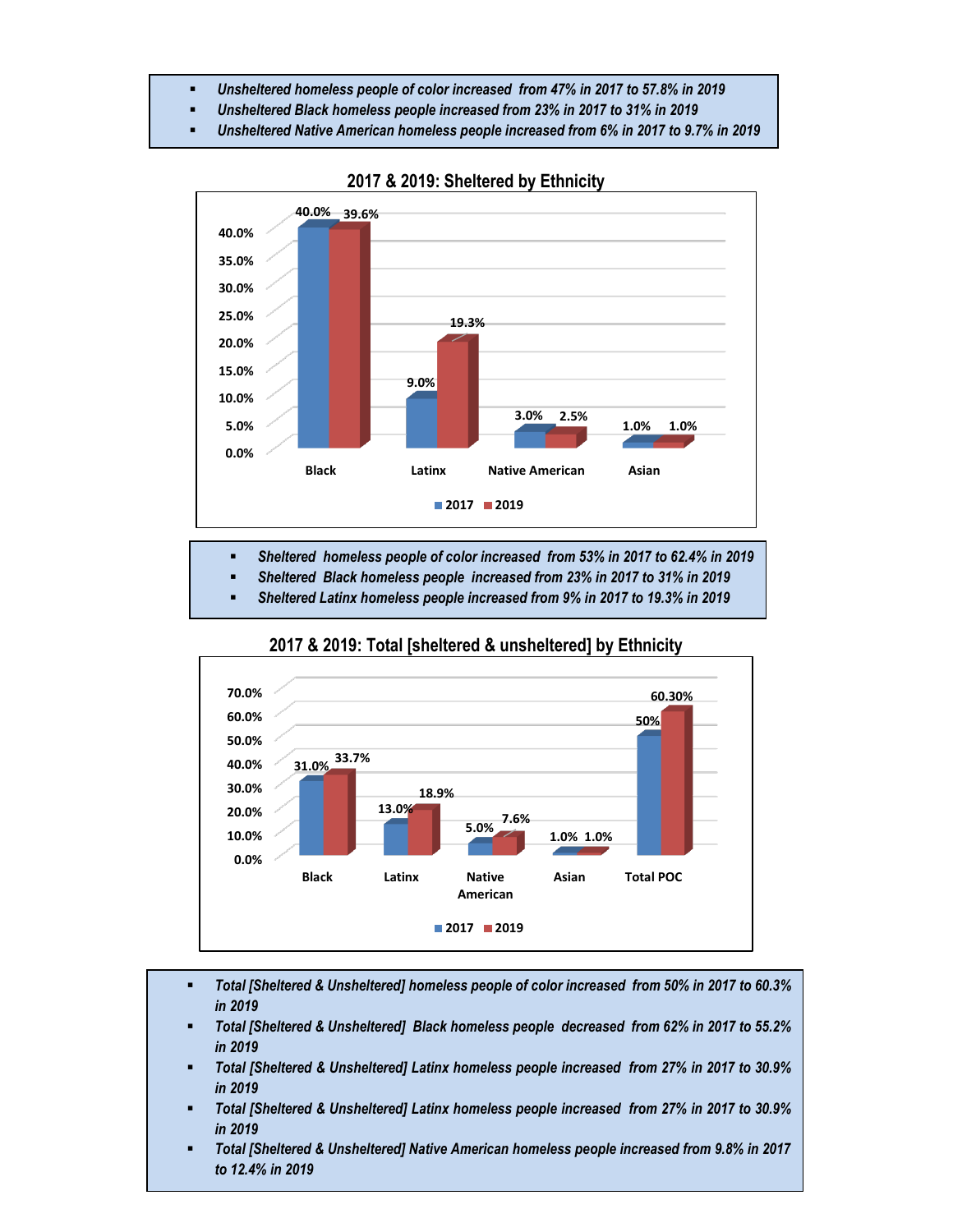- *Unsheltered homeless people of color increased from 47% in 2017 to 57.8% in 2019*
- *Unsheltered Black homeless people increased from 23% in 2017 to 31% in 2019*
- *Unsheltered Native American homeless people increased from 6% in 2017 to 9.7% in 2019*

**2017 & 2019: Sheltered by Ethnicity**

40.0%
35.0%
30.0%
25.0%
20.0%
15.0%
10.0%
5.0%
0.0%

Black: 40.0% 39.6%
Latinx: 9.0% 19.3%
Native American: 3.0% 2.5%
Asian: 1.0% 1.0%

2017 2019

- *Sheltered homeless people of color increased from 53% in 2017 to 62.4% in 2019*
- *Sheltered Black homeless people increased from 23% in 2017 to 31% in 2019*
- *Sheltered Latinx homeless people increased from 9% in 2017 to 19.3% in 2019*

**2017 & 2019: Total [sheltered & unsheltered] by Ethnicity**

70.0%
60.0%
50.0%
40.0%
30.0%
20.0%
10.0%
0.0%

Black: 31.0% 33.7%
Latinx: 13.0% 18.9%
Native American: 5.0% 7.6%
Asian: 1.0% 1.0%
Total POC: 50% 60.30%

2017 2019

- *Total [Sheltered & Unsheltered] homeless people of color increased from 50% in 2017 to 60.3% in 2019*
- *Total [Sheltered & Unsheltered] Black homeless people decreased from 62% in 2017 to 55.2% in 2019*
- *Total [Sheltered & Unsheltered] Latinx homeless people increased from 27% in 2017 to 30.9% in 2019*
- *Total [Sheltered & Unsheltered] Latinx homeless people increased from 27% in 2017 to 30.9% in 2019*
- *Total [Sheltered & Unsheltered] Native American homeless people increased from 9.8% in 2017 to 12.4% in 2019*